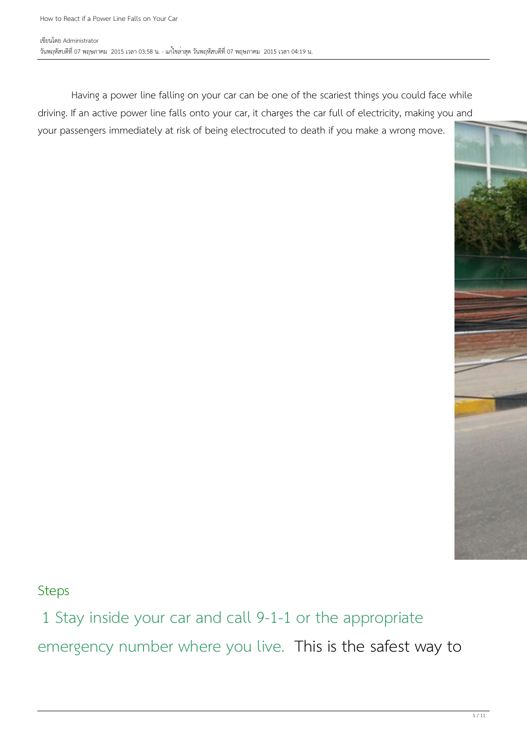Having a power line falling on your car can be one of the scariest things you could face while driving. If an active power line falls onto your car, it charges the car full of electricity, making you and your passengers immediately at risk of being electrocuted to death if you make a wrong move.

## Steps

### 1 Stay inside your car and call 9-1-1 or the appropriate emergency number where you live.

This is the safest way to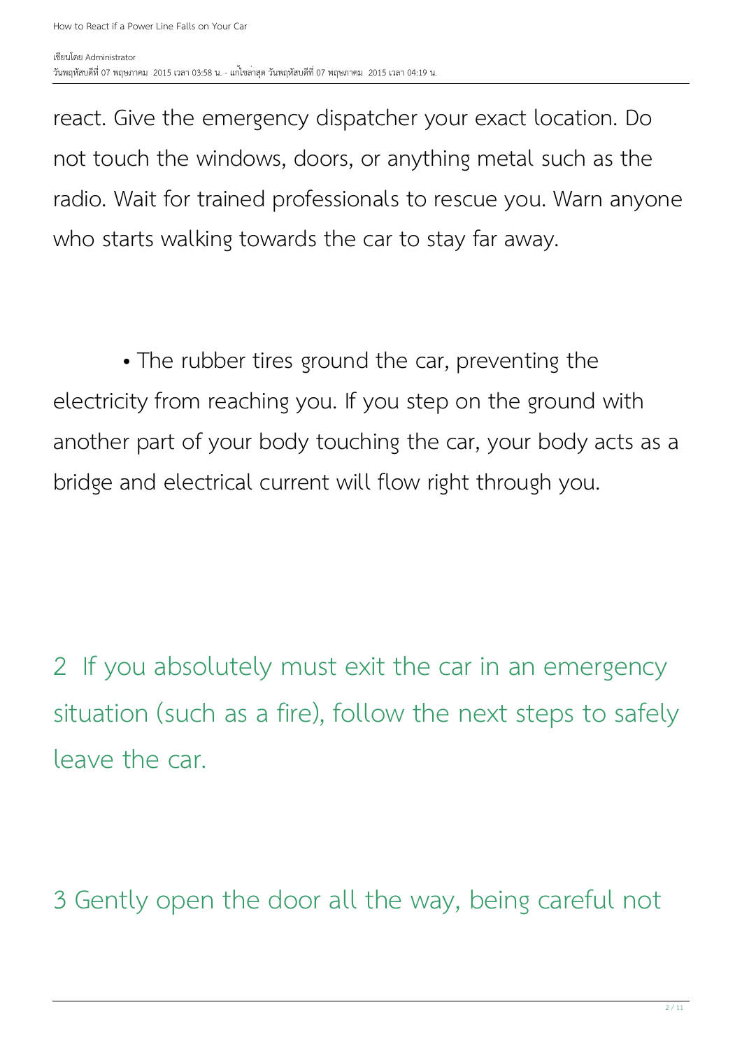react. Give the emergency dispatcher your exact location. Do not touch the windows, doors, or anything metal such as the radio. Wait for trained professionals to rescue you. Warn anyone who starts walking towards the car to stay far away.

- The rubber tires ground the car, preventing the electricity from reaching you. If you step on the ground with another part of your body touching the car, your body acts as a bridge and electrical current will flow right through you.

## 2 If you absolutely must exit the car in an emergency situation (such as a fire), follow the next steps to safely leave the car.

## 3 Gently open the door all the way, being careful not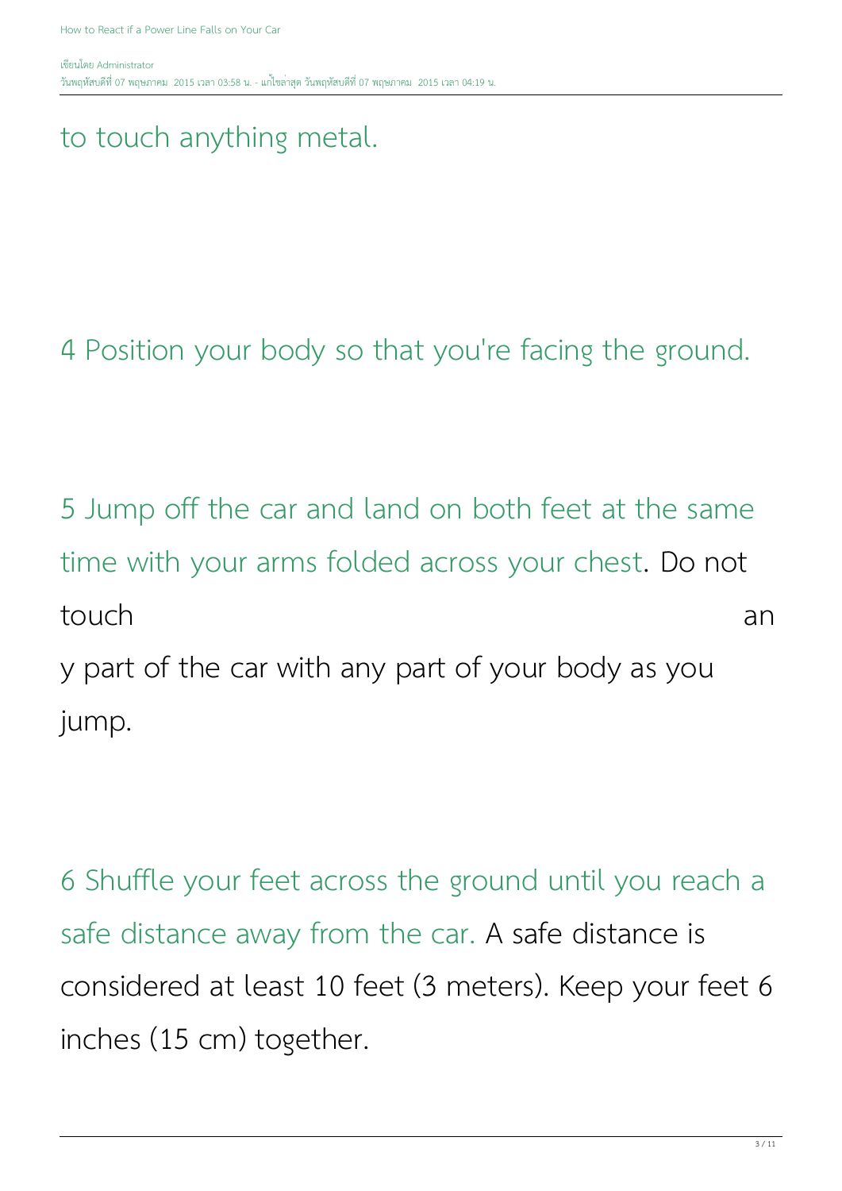to touch anything metal.

4 Position your body so that you're facing the ground.

5 Jump off the car and land on both feet at the same time with your arms folded across your chest. Do not touch any part of the car with any part of your body as you jump.

6 Shuffle your feet across the ground until you reach a safe distance away from the car. A safe distance is considered at least 10 feet (3 meters). Keep your feet 6 inches (15 cm) together.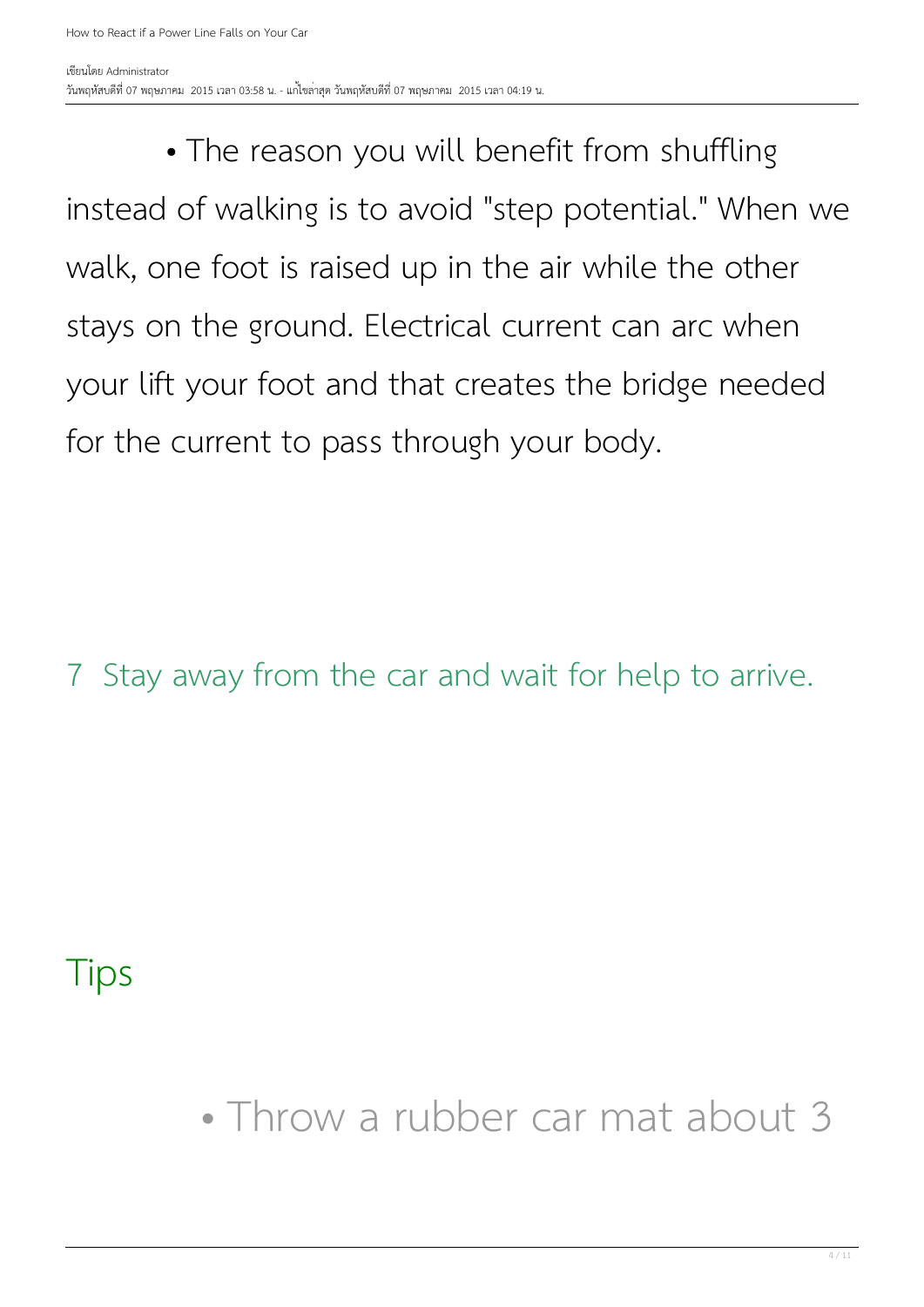- The reason you will benefit from shuffling instead of walking is to avoid "step potential." When we walk, one foot is raised up in the air while the other stays on the ground. Electrical current can arc when your lift your foot and that creates the bridge needed for the current to pass through your body.

7 Stay away from the car and wait for help to arrive.

## Tips

- Throw a rubber car mat about 3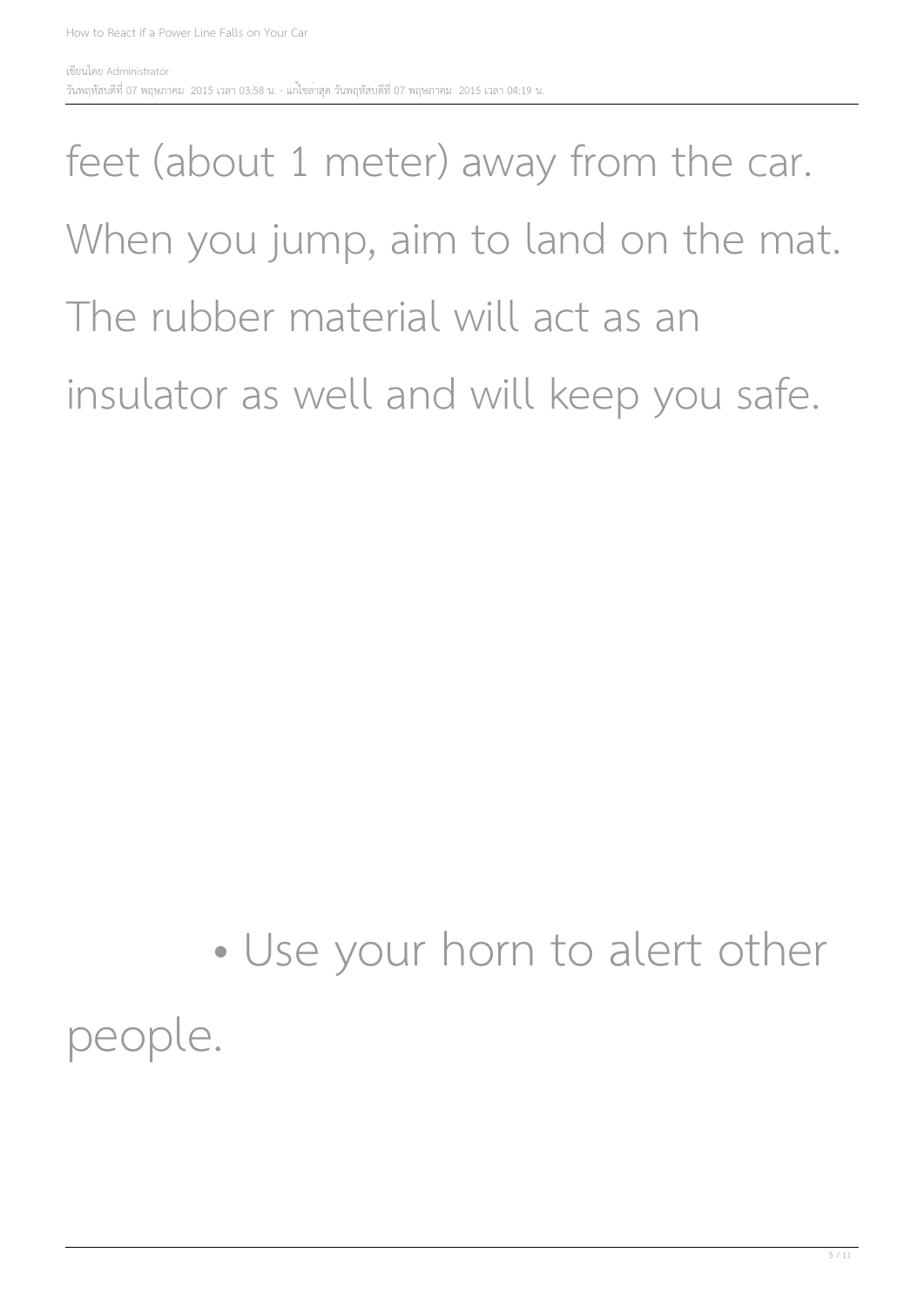feet (about 1 meter) away from the car. When you jump, aim to land on the mat. The rubber material will act as an insulator as well and will keep you safe.

- Use your horn to alert other people.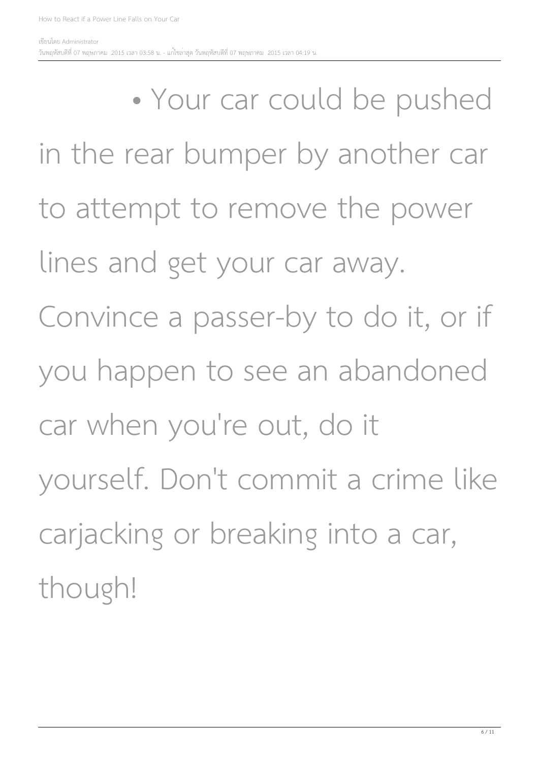- Your car could be pushed in the rear bumper by another car to attempt to remove the power lines and get your car away. Convince a passer-by to do it, or if you happen to see an abandoned car when you're out, do it yourself. Don't commit a crime like carjacking or breaking into a car, though!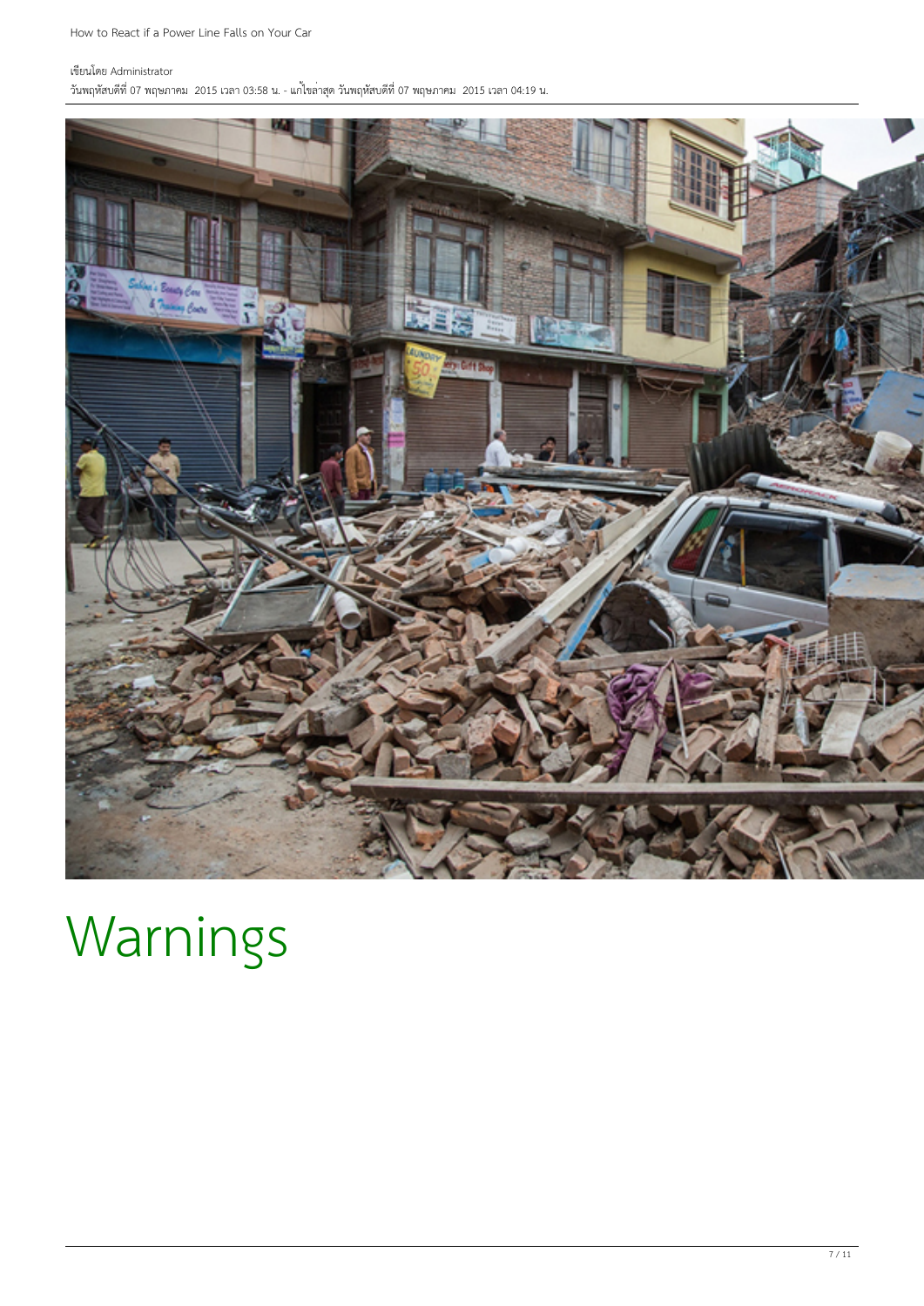# Warnings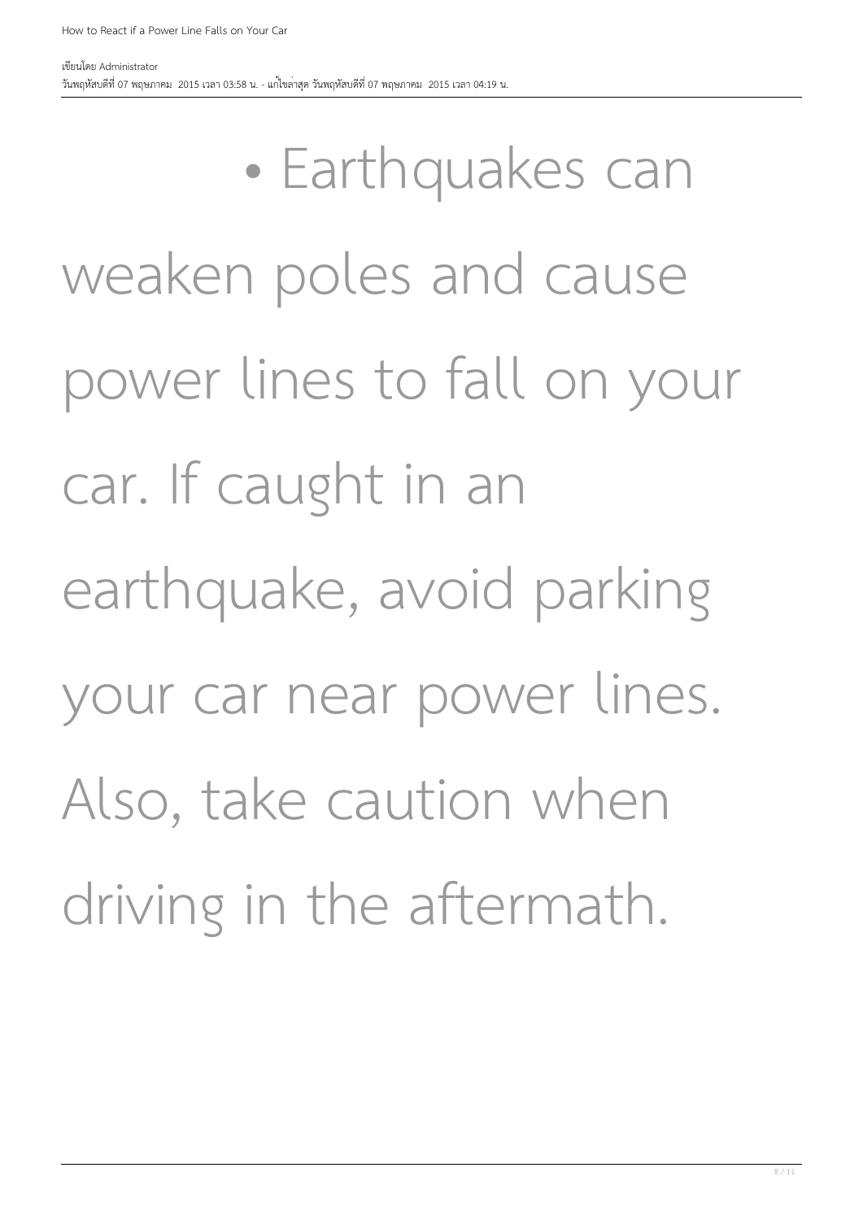- Earthquakes can weaken poles and cause power lines to fall on your car. If caught in an earthquake, avoid parking your car near power lines. Also, take caution when driving in the aftermath.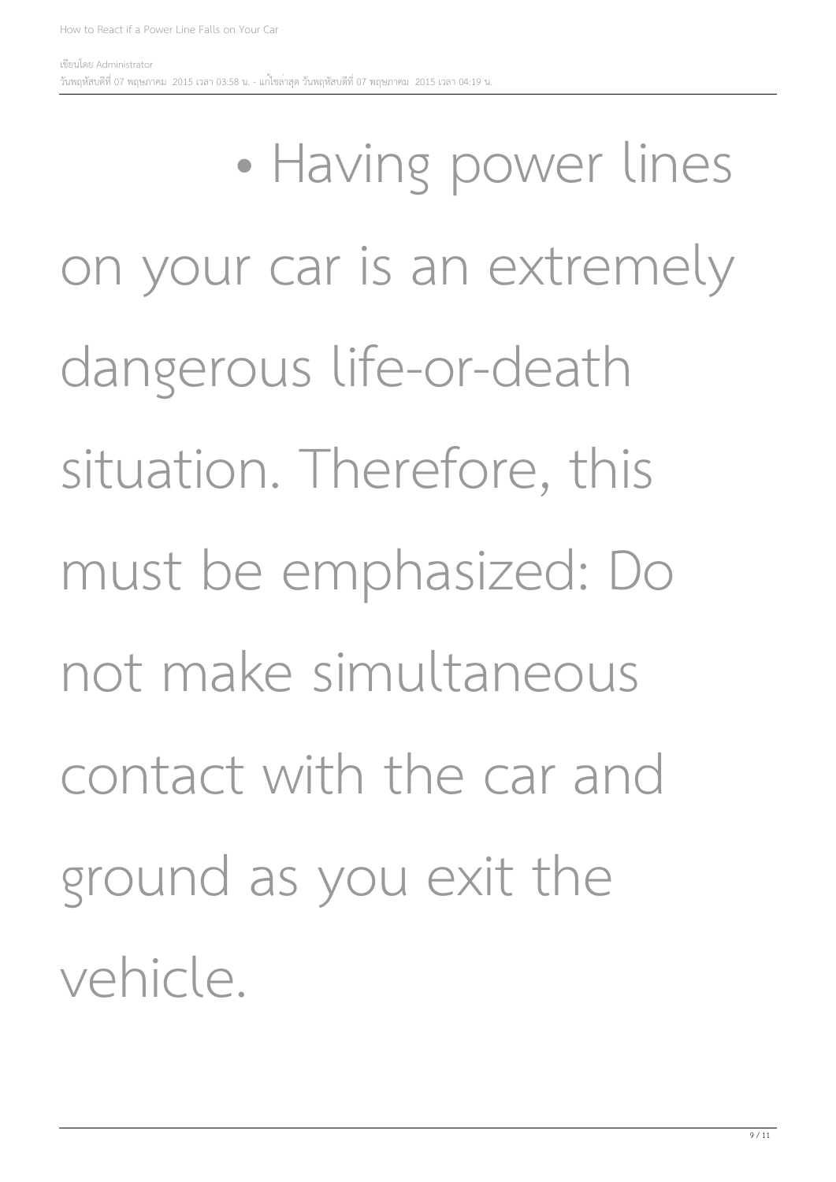- Having power lines on your car is an extremely dangerous life-or-death situation. Therefore, this must be emphasized: Do not make simultaneous contact with the car and ground as you exit the vehicle.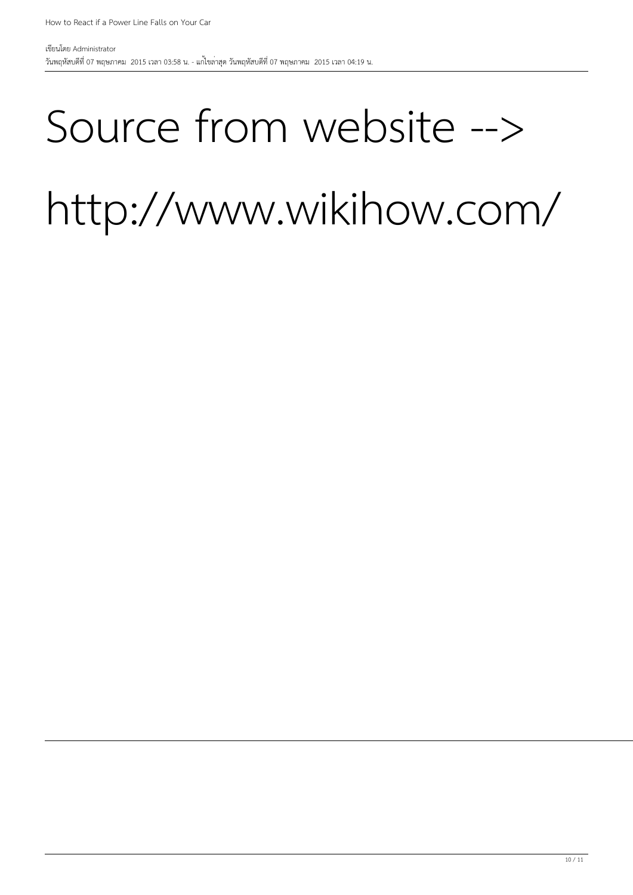Source from website -->

http://www.wikihow.com/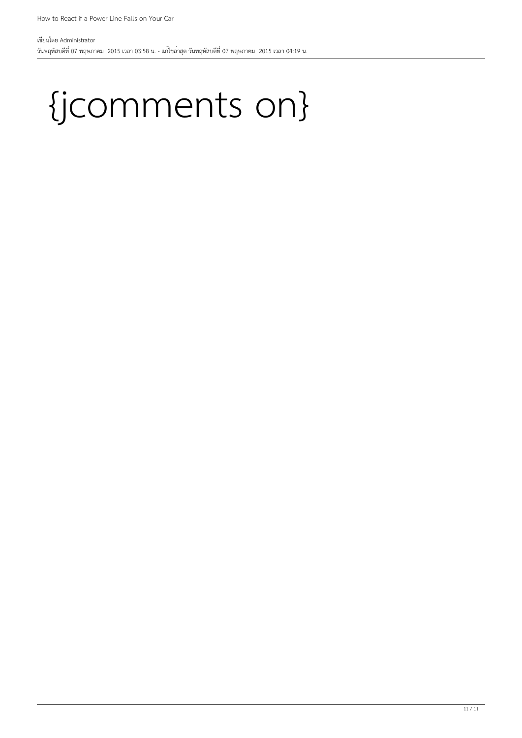เขียนโดย Administrator
วันพฤหัสบดีที่ 07 พฤษภาคม 2015 เวลา 03:58 น. - แก้ไขล่าสุด วันพฤหัสบดีที่ 07 พฤษภาคม 2015 เวลา 04:19 น.

{jcomments on}